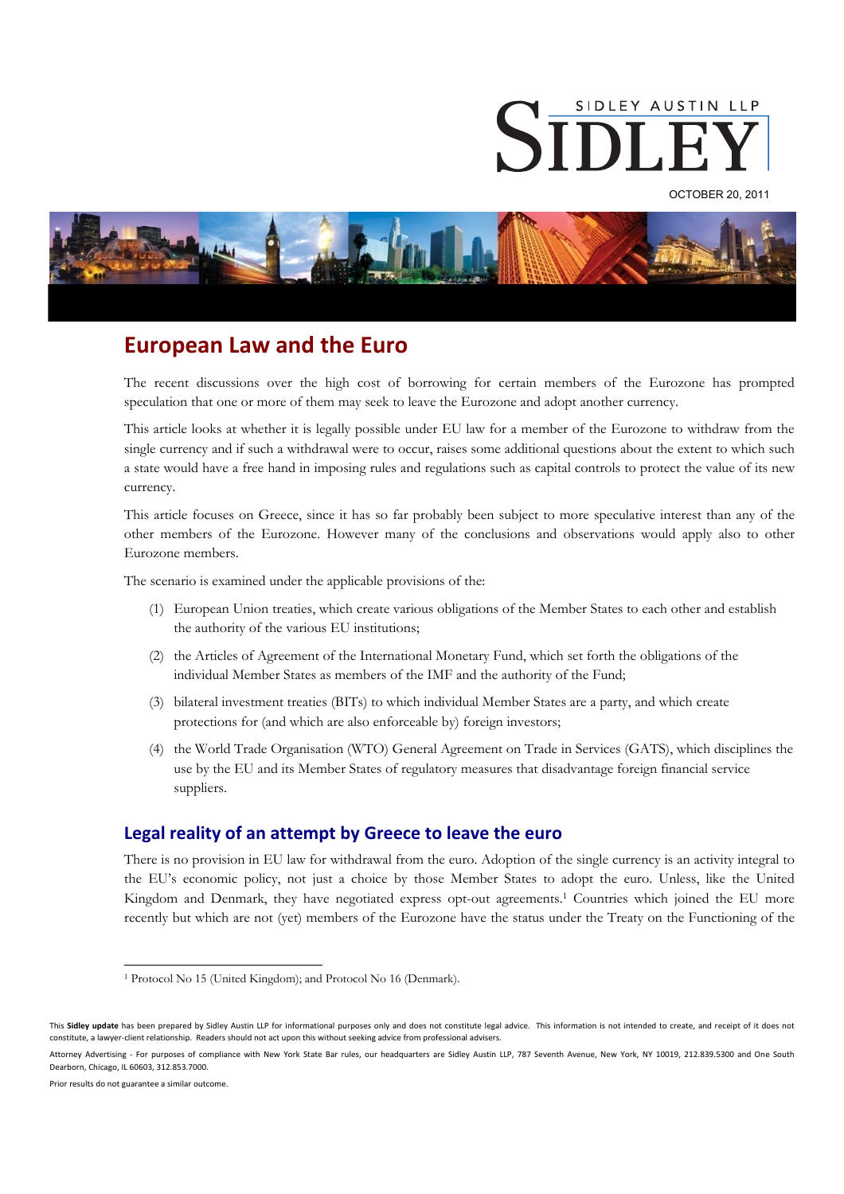SIDLEY AUSTIN LLP

OCTOBER 20, 2011

# European Law and the Euro

The recent discussions over the high cost of borrowing for certain members of the Eurozone has prompted speculation that one or more of them may seek to leave the Eurozone and adopt another currency.

This article looks at whether it is legally possible under EU law for a member of the Eurozone to withdraw from the single currency and if such a withdrawal were to occur, raises some additional questions about the extent to which such a state would have a free hand in imposing rules and regulations such as capital controls to protect the value of its new currency.

This article focuses on Greece, since it has so far probably been subject to more speculative interest than any of the other members of the Eurozone. However many of the conclusions and observations would apply also to other Eurozone members.

The scenario is examined under the applicable provisions of the:

(1) European Union treaties, which create various obligations of the Member States to each other and establish the authority of the various EU institutions;

(2) the Articles of Agreement of the International Monetary Fund, which set forth the obligations of the individual Member States as members of the IMF and the authority of the Fund;

(3) bilateral investment treaties (BITs) to which individual Member States are a party, and which create protections for (and which are also enforceable by) foreign investors;

(4) the World Trade Organisation (WTO) General Agreement on Trade in Services (GATS), which disciplines the use by the EU and its Member States of regulatory measures that disadvantage foreign financial service suppliers.

## Legal reality of an attempt by Greece to leave the euro

There is no provision in EU law for withdrawal from the euro. Adoption of the single currency is an activity integral to the EU's economic policy, not just a choice by those Member States to adopt the euro. Unless, like the United Kingdom and Denmark, they have negotiated express opt-out agreements.[1] Countries which joined the EU more recently but which are not (yet) members of the Eurozone have the status under the Treaty on the Functioning of the

[1] Protocol No 15 (United Kingdom); and Protocol No 16 (Denmark).

This **Sidley update** has been prepared by Sidley Austin LLP for informational purposes only and does not constitute legal advice. This information is not intended to create, and receipt of it does not constitute, a lawyer-client relationship. Readers should not act upon this without seeking advice from professional advisers.

Attorney Advertising - For purposes of compliance with New York State Bar rules, our headquarters are Sidley Austin LLP, 787 Seventh Avenue, New York, NY 10019, 212.839.5300 and One South Dearborn, Chicago, IL 60603, 312.853.7000.

Prior results do not guarantee a similar outcome.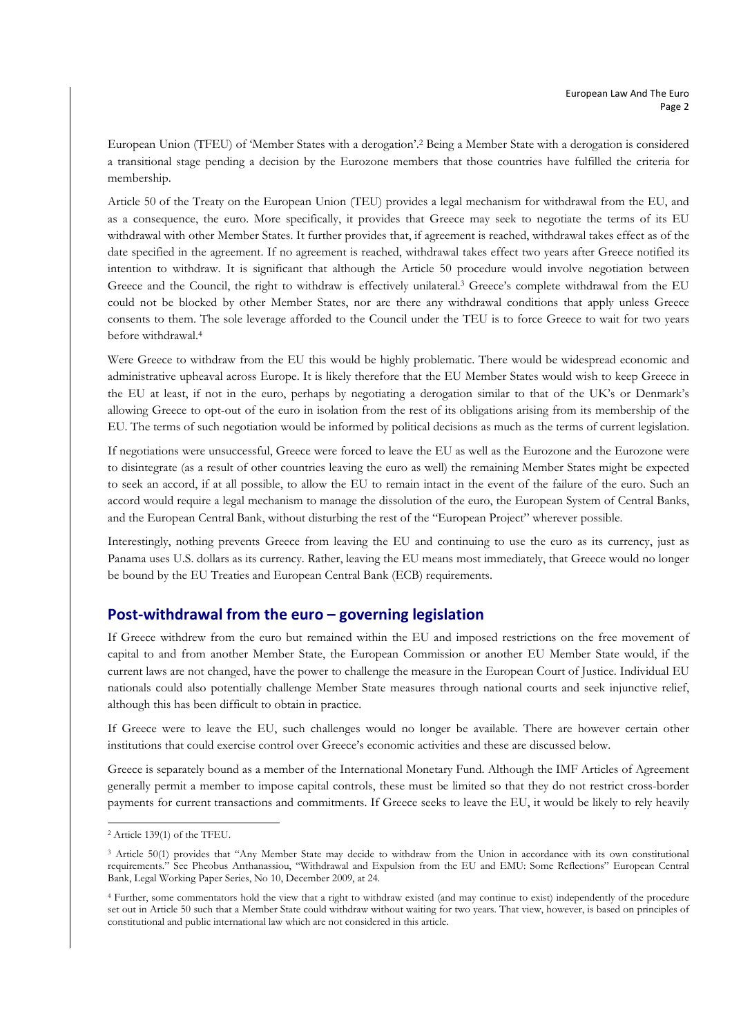European Union (TFEU) of 'Member States with a derogation'.[2] Being a Member State with a derogation is considered a transitional stage pending a decision by the Eurozone members that those countries have fulfilled the criteria for membership.

Article 50 of the Treaty on the European Union (TEU) provides a legal mechanism for withdrawal from the EU, and as a consequence, the euro. More specifically, it provides that Greece may seek to negotiate the terms of its EU withdrawal with other Member States. It further provides that, if agreement is reached, withdrawal takes effect as of the date specified in the agreement. If no agreement is reached, withdrawal takes effect two years after Greece notified its intention to withdraw. It is significant that although the Article 50 procedure would involve negotiation between Greece and the Council, the right to withdraw is effectively unilateral.[3] Greece's complete withdrawal from the EU could not be blocked by other Member States, nor are there any withdrawal conditions that apply unless Greece consents to them. The sole leverage afforded to the Council under the TEU is to force Greece to wait for two years before withdrawal.[4]

Were Greece to withdraw from the EU this would be highly problematic. There would be widespread economic and administrative upheaval across Europe. It is likely therefore that the EU Member States would wish to keep Greece in the EU at least, if not in the euro, perhaps by negotiating a derogation similar to that of the UK's or Denmark's allowing Greece to opt-out of the euro in isolation from the rest of its obligations arising from its membership of the EU. The terms of such negotiation would be informed by political decisions as much as the terms of current legislation.

If negotiations were unsuccessful, Greece were forced to leave the EU as well as the Eurozone and the Eurozone were to disintegrate (as a result of other countries leaving the euro as well) the remaining Member States might be expected to seek an accord, if at all possible, to allow the EU to remain intact in the event of the failure of the euro. Such an accord would require a legal mechanism to manage the dissolution of the euro, the European System of Central Banks, and the European Central Bank, without disturbing the rest of the "European Project" wherever possible.

Interestingly, nothing prevents Greece from leaving the EU and continuing to use the euro as its currency, just as Panama uses U.S. dollars as its currency. Rather, leaving the EU means most immediately, that Greece would no longer be bound by the EU Treaties and European Central Bank (ECB) requirements.

## Post-withdrawal from the euro – governing legislation

If Greece withdrew from the euro but remained within the EU and imposed restrictions on the free movement of capital to and from another Member State, the European Commission or another EU Member State would, if the current laws are not changed, have the power to challenge the measure in the European Court of Justice. Individual EU nationals could also potentially challenge Member State measures through national courts and seek injunctive relief, although this has been difficult to obtain in practice.

If Greece were to leave the EU, such challenges would no longer be available. There are however certain other institutions that could exercise control over Greece's economic activities and these are discussed below.

Greece is separately bound as a member of the International Monetary Fund. Although the IMF Articles of Agreement generally permit a member to impose capital controls, these must be limited so that they do not restrict cross-border payments for current transactions and commitments. If Greece seeks to leave the EU, it would be likely to rely heavily

---

[2] Article 139(1) of the TFEU.

[3] Article 50(1) provides that "Any Member State may decide to withdraw from the Union in accordance with its own constitutional requirements." See Pheobus Anthanassiou, "Withdrawal and Expulsion from the EU and EMU: Some Reflections" European Central Bank, Legal Working Paper Series, No 10, December 2009, at 24.

[4] Further, some commentators hold the view that a right to withdraw existed (and may continue to exist) independently of the procedure set out in Article 50 such that a Member State could withdraw without waiting for two years. That view, however, is based on principles of constitutional and public international law which are not considered in this article.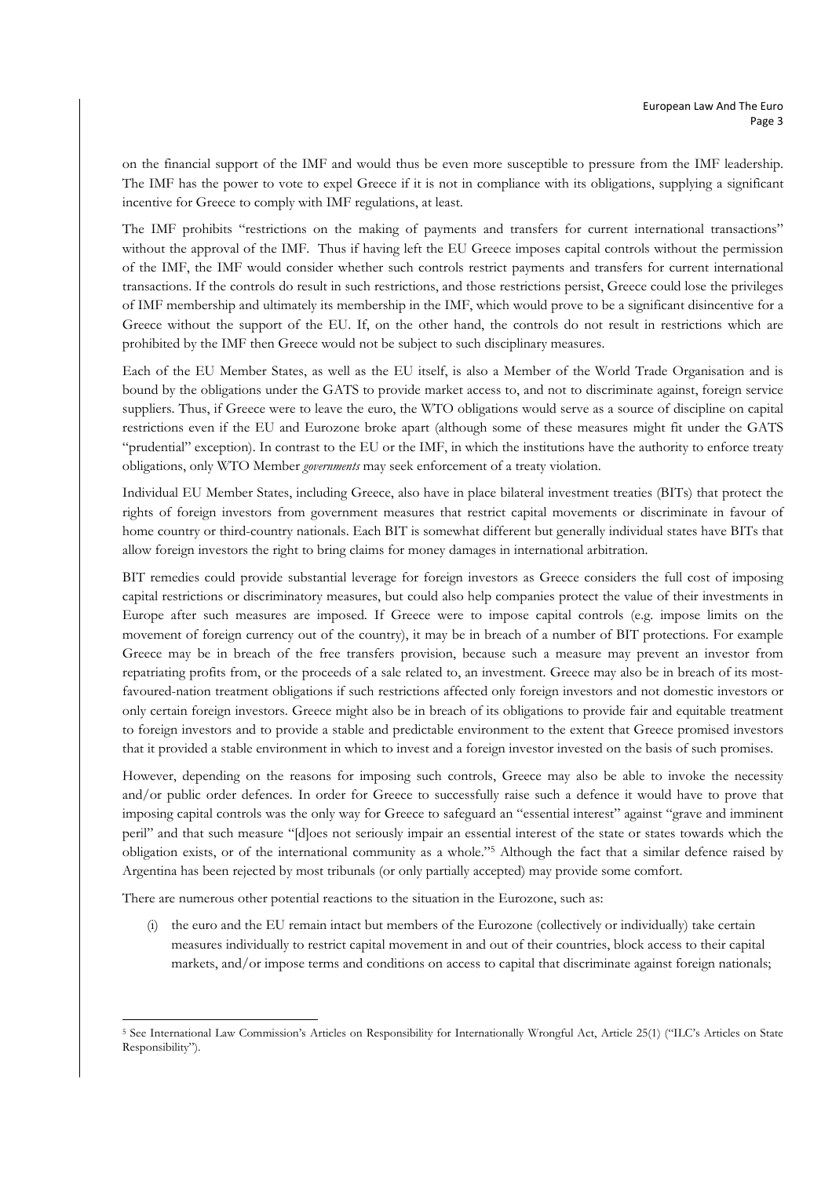on the financial support of the IMF and would thus be even more susceptible to pressure from the IMF leadership. The IMF has the power to vote to expel Greece if it is not in compliance with its obligations, supplying a significant incentive for Greece to comply with IMF regulations, at least.

The IMF prohibits "restrictions on the making of payments and transfers for current international transactions" without the approval of the IMF. Thus if having left the EU Greece imposes capital controls without the permission of the IMF, the IMF would consider whether such controls restrict payments and transfers for current international transactions. If the controls do result in such restrictions, and those restrictions persist, Greece could lose the privileges of IMF membership and ultimately its membership in the IMF, which would prove to be a significant disincentive for a Greece without the support of the EU. If, on the other hand, the controls do not result in restrictions which are prohibited by the IMF then Greece would not be subject to such disciplinary measures.

Each of the EU Member States, as well as the EU itself, is also a Member of the World Trade Organisation and is bound by the obligations under the GATS to provide market access to, and not to discriminate against, foreign service suppliers. Thus, if Greece were to leave the euro, the WTO obligations would serve as a source of discipline on capital restrictions even if the EU and Eurozone broke apart (although some of these measures might fit under the GATS "prudential" exception). In contrast to the EU or the IMF, in which the institutions have the authority to enforce treaty obligations, only WTO Member *governments* may seek enforcement of a treaty violation.

Individual EU Member States, including Greece, also have in place bilateral investment treaties (BITs) that protect the rights of foreign investors from government measures that restrict capital movements or discriminate in favour of home country or third-country nationals. Each BIT is somewhat different but generally individual states have BITs that allow foreign investors the right to bring claims for money damages in international arbitration.

BIT remedies could provide substantial leverage for foreign investors as Greece considers the full cost of imposing capital restrictions or discriminatory measures, but could also help companies protect the value of their investments in Europe after such measures are imposed. If Greece were to impose capital controls (e.g. impose limits on the movement of foreign currency out of the country), it may be in breach of a number of BIT protections. For example Greece may be in breach of the free transfers provision, because such a measure may prevent an investor from repatriating profits from, or the proceeds of a sale related to, an investment. Greece may also be in breach of its most-favoured-nation treatment obligations if such restrictions affected only foreign investors and not domestic investors or only certain foreign investors. Greece might also be in breach of its obligations to provide fair and equitable treatment to foreign investors and to provide a stable and predictable environment to the extent that Greece promised investors that it provided a stable environment in which to invest and a foreign investor invested on the basis of such promises.

However, depending on the reasons for imposing such controls, Greece may also be able to invoke the necessity and/or public order defences. In order for Greece to successfully raise such a defence it would have to prove that imposing capital controls was the only way for Greece to safeguard an "essential interest" against "grave and imminent peril" and that such measure "[d]oes not seriously impair an essential interest of the state or states towards which the obligation exists, or of the international community as a whole."[5] Although the fact that a similar defence raised by Argentina has been rejected by most tribunals (or only partially accepted) may provide some comfort.

There are numerous other potential reactions to the situation in the Eurozone, such as:

(i) the euro and the EU remain intact but members of the Eurozone (collectively or individually) take certain measures individually to restrict capital movement in and out of their countries, block access to their capital markets, and/or impose terms and conditions on access to capital that discriminate against foreign nationals;

[5] See International Law Commission's Articles on Responsibility for Internationally Wrongful Act, Article 25(1) ("ILC's Articles on State Responsibility").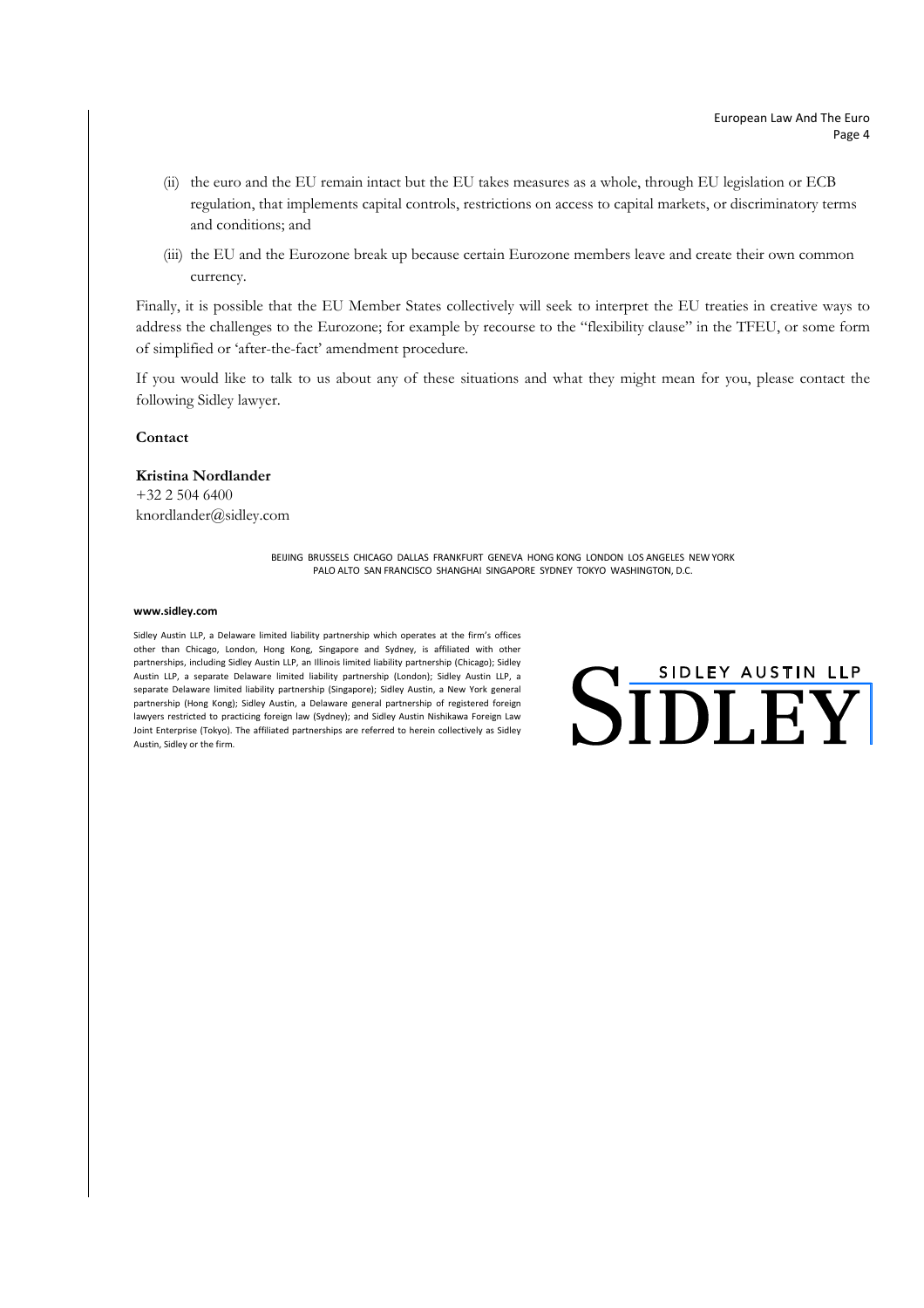(ii) the euro and the EU remain intact but the EU takes measures as a whole, through EU legislation or ECB regulation, that implements capital controls, restrictions on access to capital markets, or discriminatory terms and conditions; and

(iii) the EU and the Eurozone break up because certain Eurozone members leave and create their own common currency.

Finally, it is possible that the EU Member States collectively will seek to interpret the EU treaties in creative ways to address the challenges to the Eurozone; for example by recourse to the "flexibility clause" in the TFEU, or some form of simplified or 'after-the-fact' amendment procedure.

If you would like to talk to us about any of these situations and what they might mean for you, please contact the following Sidley lawyer.

**Contact**

**Kristina Nordlander**
+32 2 504 6400
knordlander@sidley.com

BEIJING BRUSSELS CHICAGO DALLAS FRANKFURT GENEVA HONG KONG LONDON LOS ANGELES NEW YORK PALO ALTO SAN FRANCISCO SHANGHAI SINGAPORE SYDNEY TOKYO WASHINGTON, D.C.

**www.sidley.com**

Sidley Austin LLP, a Delaware limited liability partnership which operates at the firm's offices other than Chicago, London, Hong Kong, Singapore and Sydney, is affiliated with other partnerships, including Sidley Austin LLP, an Illinois limited liability partnership (Chicago); Sidley Austin LLP, a separate Delaware limited liability partnership (London); Sidley Austin LLP, a separate Delaware limited liability partnership (Singapore); Sidley Austin, a New York general partnership (Hong Kong); Sidley Austin, a Delaware general partnership of registered foreign lawyers restricted to practicing foreign law (Sydney); and Sidley Austin Nishikawa Foreign Law Joint Enterprise (Tokyo). The affiliated partnerships are referred to herein collectively as Sidley Austin, Sidley or the firm.

SIDLEY AUSTIN LLP
SIDLEY